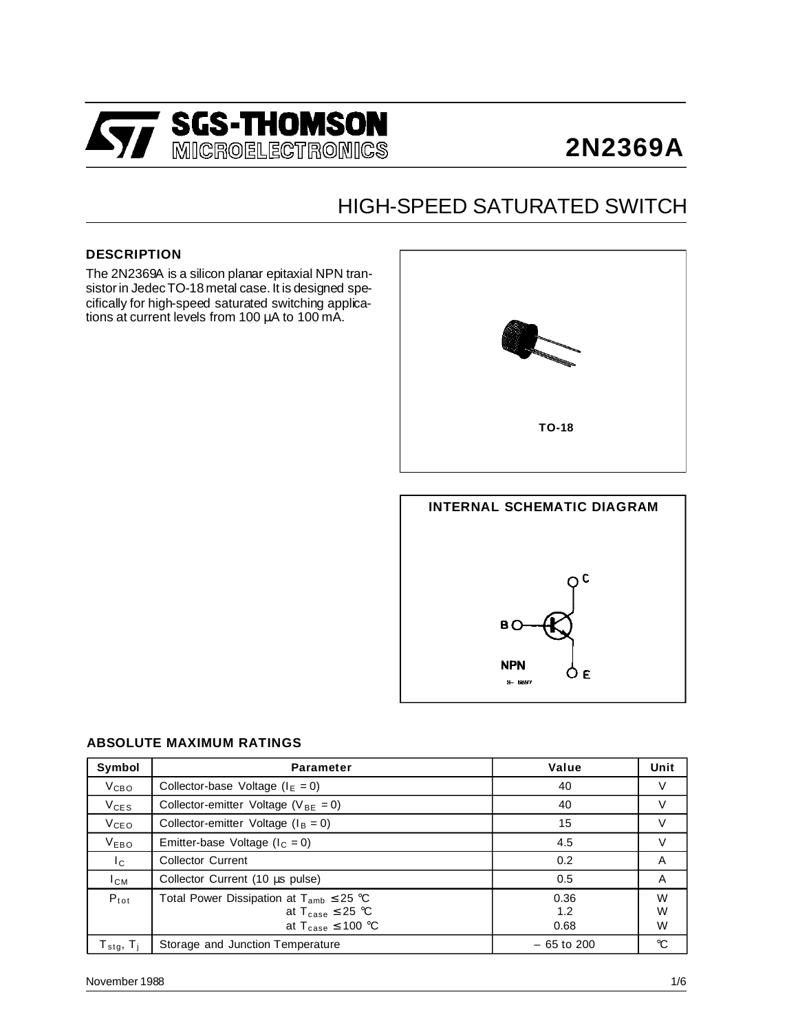# 2N2369A

## HIGH-SPEED SATURATED SWITCH

### DESCRIPTION

The 2N2369A is a silicon planar epitaxial NPN transistor in Jedec TO-18 metal case. It is designed specifically for high-speed saturated switching applications at current levels from 100 µA to 100 mA.

TO-18

### INTERNAL SCHEMATIC DIAGRAM

### ABSOLUTE MAXIMUM RATINGS

| Symbol | Parameter | Value | Unit |
|---|---|---|---|
| $V_{CBO}$ | Collector-base Voltage ($I_E = 0$) | 40 | V |
| $V_{CES}$ | Collector-emitter Voltage ($V_{BE} = 0$) | 40 | V |
| $V_{CEO}$ | Collector-emitter Voltage ($I_B = 0$) | 15 | V |
| $V_{EBO}$ | Emitter-base Voltage ($I_C = 0$) | 4.5 | V |
| $I_C$ | Collector Current | 0.2 | A |
| $I_{CM}$ | Collector Current (10 µs pulse) | 0.5 | A |
| $P_{tot}$ | Total Power Dissipation at $T_{amb} \leq 25$ °C<br>at $T_{case} \leq 25$ °C<br>at $T_{case} \leq 100$ °C | 0.36<br>1.2<br>0.68 | W<br>W<br>W |
| $T_{stg}$, $T_j$ | Storage and Junction Temperature | – 65 to 200 | °C |

November 1988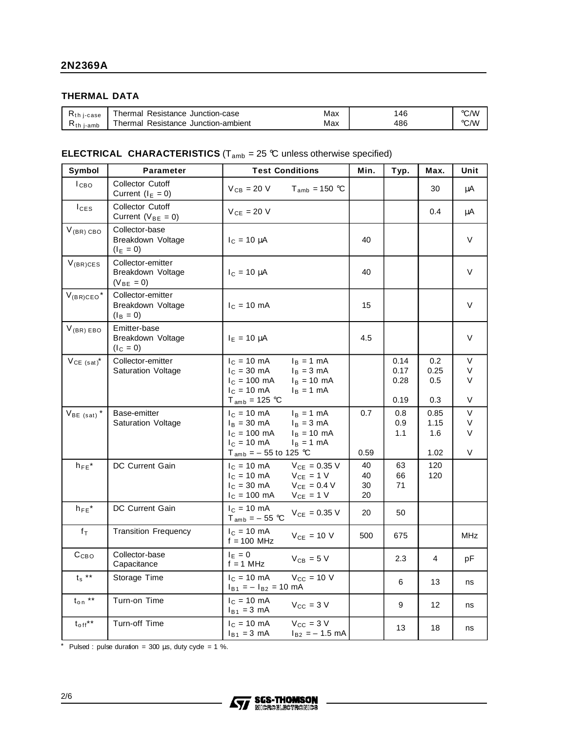### THERMAL DATA

| | | | | |
|---|---|---|---|---|
| $R_{th\ j-case}$ | Thermal Resistance Junction-case | Max | 146 | °C/W |
| $R_{th\ j-amb}$ | Thermal Resistance Junction-ambient | Max | 486 | °C/W |

### ELECTRICAL CHARACTERISTICS ($T_{amb}$ = 25 °C unless otherwise specified)

| Symbol | Parameter | Test Conditions | Min. | Typ. | Max. | Unit |
|---|---|---|---|---|---|---|
| $I_{CBO}$ | Collector Cutoff Current ($I_E$ = 0) | $V_{CB}$ = 20 V $T_{amb}$ = 150 °C | | | 30 | μA |
| $I_{CES}$ | Collector Cutoff Current ($V_{BE}$ = 0) | $V_{CE}$ = 20 V | | | 0.4 | μA |
| $V_{(BR)CBO}$ | Collector-base Breakdown Voltage ($I_E$ = 0) | $I_C$ = 10 μA | 40 | | | V |
| $V_{(BR)CES}$ | Collector-emitter Breakdown Voltage ($V_{BE}$ = 0) | $I_C$ = 10 μA | 40 | | | V |
| $V_{(BR)CEO}$* | Collector-emitter Breakdown Voltage ($I_B$ = 0) | $I_C$ = 10 mA | 15 | | | V |
| $V_{(BR)EBO}$ | Emitter-base Breakdown Voltage ($I_C$ = 0) | $I_E$ = 10 μA | 4.5 | | | V |
| $V_{CE(sat)}$* | Collector-emitter Saturation Voltage | $I_C$ = 10 mA $I_B$ = 1 mA<br>$I_C$ = 30 mA $I_B$ = 3 mA<br>$I_C$ = 100 mA $I_B$ = 10 mA<br>$I_C$ = 10 mA $I_B$ = 1 mA $T_{amb}$ = 125 °C | | 0.14<br>0.17<br>0.28<br>0.19 | 0.2<br>0.25<br>0.5<br>0.3 | V<br>V<br>V<br>V |
| $V_{BE(sat)}$* | Base-emitter Saturation Voltage | $I_C$ = 10 mA $I_B$ = 1 mA<br>$I_B$ = 30 mA $I_B$ = 3 mA<br>$I_C$ = 100 mA $I_B$ = 10 mA<br>$I_C$ = 10 mA $I_B$ = 1 mA $T_{amb}$ = – 55 to 125 °C | 0.7<br><br><br>0.59 | 0.8<br>0.9<br>1.1<br> | 0.85<br>1.15<br>1.6<br>1.02 | V<br>V<br>V<br>V |
| $h_{FE}$* | DC Current Gain | $I_C$ = 10 mA $V_{CE}$ = 0.35 V<br>$I_C$ = 10 mA $V_{CE}$ = 1 V<br>$I_C$ = 30 mA $V_{CE}$ = 0.4 V<br>$I_C$ = 100 mA $V_{CE}$ = 1 V | 40<br>40<br>30<br>20 | 63<br>66<br>71<br> | 120<br>120<br><br> | |
| $h_{FE}$* | DC Current Gain | $I_C$ = 10 mA $T_{amb}$ = – 55 °C $V_{CE}$ = 0.35 V | 20 | 50 | | |
| $f_T$ | Transition Frequency | $I_C$ = 10 mA f = 100 MHz $V_{CE}$ = 10 V | 500 | 675 | | MHz |
| $C_{CBO}$ | Collector-base Capacitance | $I_E$ = 0 f = 1 MHz $V_{CB}$ = 5 V | | 2.3 | 4 | pF |
| $t_s$ ** | Storage Time | $I_C$ = 10 mA $V_{CC}$ = 10 V $I_{B1}$ = – $I_{B2}$ = 10 mA | | 6 | 13 | ns |
| $t_{on}$ ** | Turn-on Time | $I_C$ = 10 mA $I_{B1}$ = 3 mA $V_{CC}$ = 3 V | | 9 | 12 | ns |
| $t_{off}$** | Turn-off Time | $I_C$ = 10 mA $V_{CC}$ = 3 V $I_{B1}$ = 3 mA $I_{B2}$ = – 1.5 mA | | 13 | 18 | ns |

\* Pulsed : pulse duration = 300 μs, duty cycle = 1 %.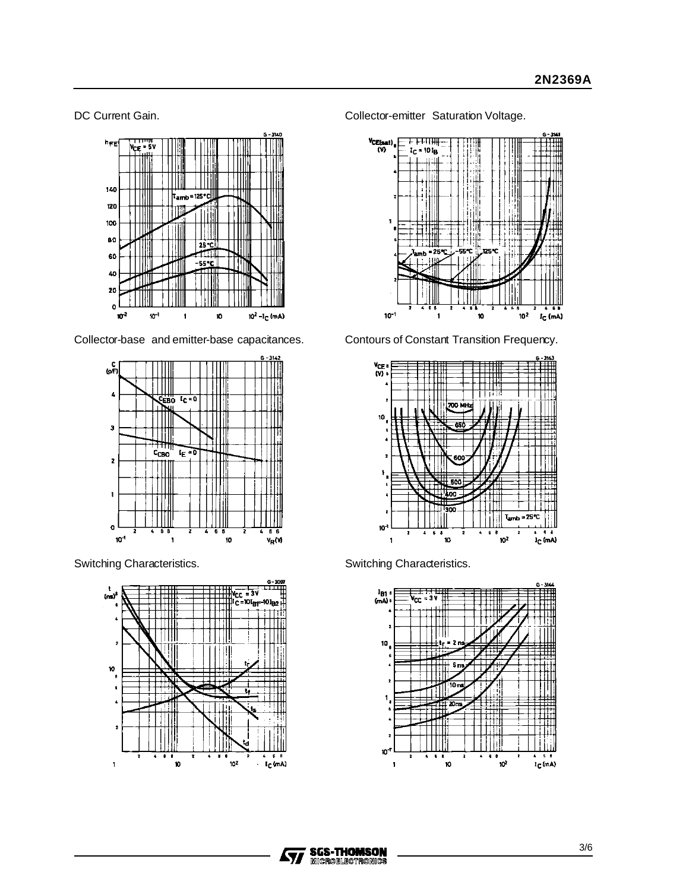DC Current Gain.

Collector-emitter Saturation Voltage.

Collector-base and emitter-base capacitances.

Contours of Constant Transition Frequency.

Switching Characteristics.

Switching Characteristics.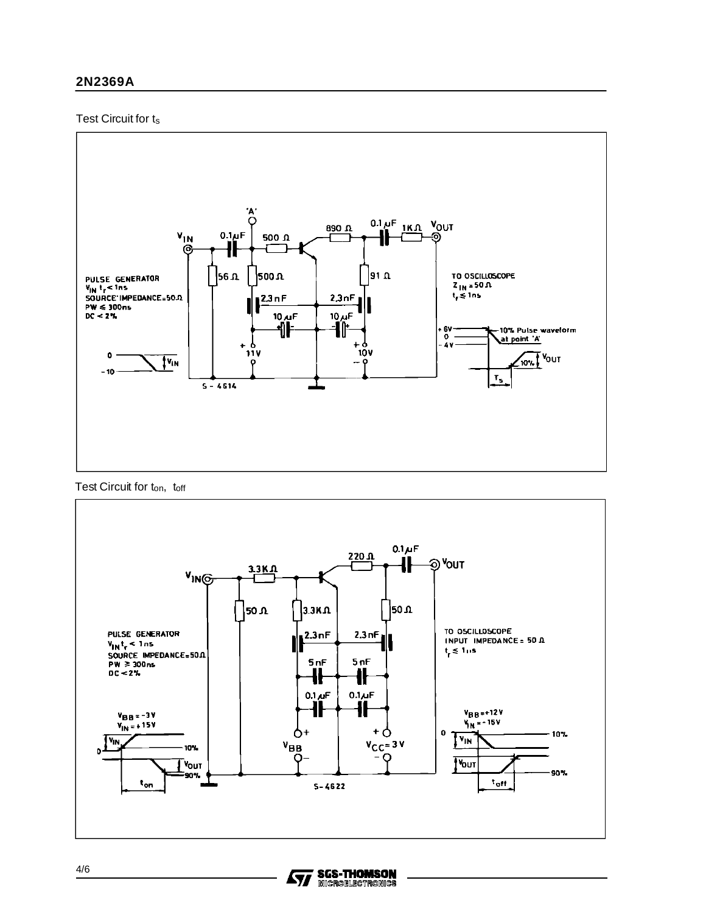Test Circuit for $t_s$

Test Circuit for $t_{on}$, $t_{off}$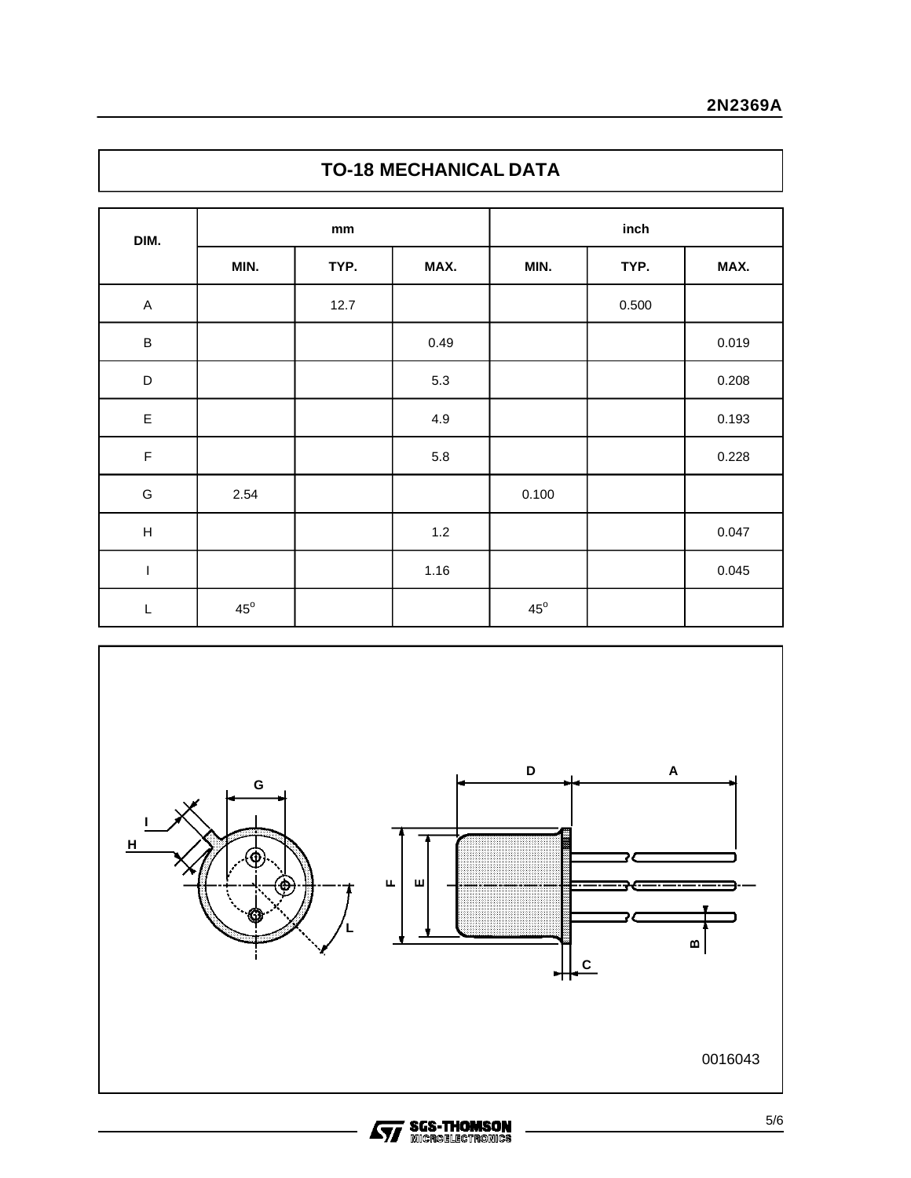## TO-18 MECHANICAL DATA

| DIM. | mm | | | inch | | |
|---|---|---|---|---|---|---|
| | MIN. | TYP. | MAX. | MIN. | TYP. | MAX. |
| A | | 12.7 | | | 0.500 | |
| B | | | 0.49 | | | 0.019 |
| D | | | 5.3 | | | 0.208 |
| E | | | 4.9 | | | 0.193 |
| F | | | 5.8 | | | 0.228 |
| G | 2.54 | | | 0.100 | | |
| H | | | 1.2 | | | 0.047 |
| I | | | 1.16 | | | 0.045 |
| L | $45^o$ | | | $45^o$ | | |

0016043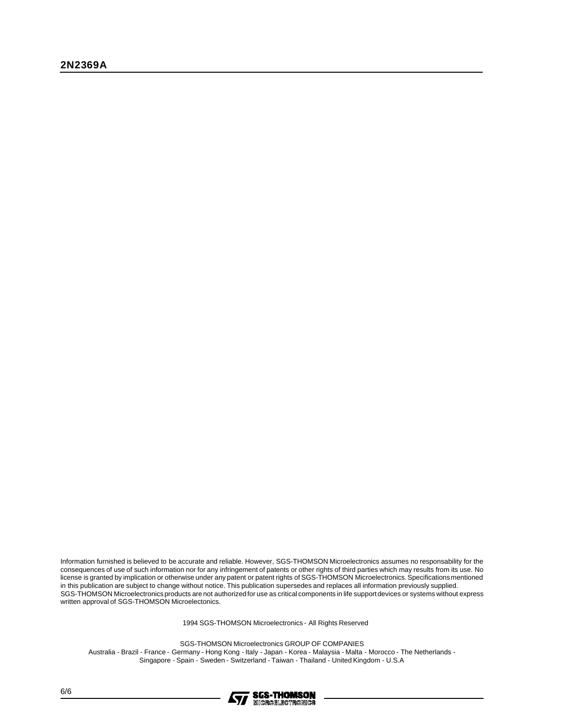Information furnished is believed to be accurate and reliable. However, SGS-THOMSON Microelectronics assumes no responsability for the consequences of use of such information nor for any infringement of patents or other rights of third parties which may results from its use. No license is granted by implication or otherwise under any patent or patent rights of SGS-THOMSON Microelectronics. Specifications mentioned in this publication are subject to change without notice. This publication supersedes and replaces all information previously supplied.
SGS-THOMSON Microelectronics products are not authorized for use as critical components in life support devices or systems without express written approval of SGS-THOMSON Microelectonics.

1994 SGS-THOMSON Microelectronics - All Rights Reserved

SGS-THOMSON Microelectronics GROUP OF COMPANIES
Australia - Brazil - France - Germany - Hong Kong - Italy - Japan - Korea - Malaysia - Malta - Morocco - The Netherlands - Singapore - Spain - Sweden - Switzerland - Taiwan - Thailand - United Kingdom - U.S.A